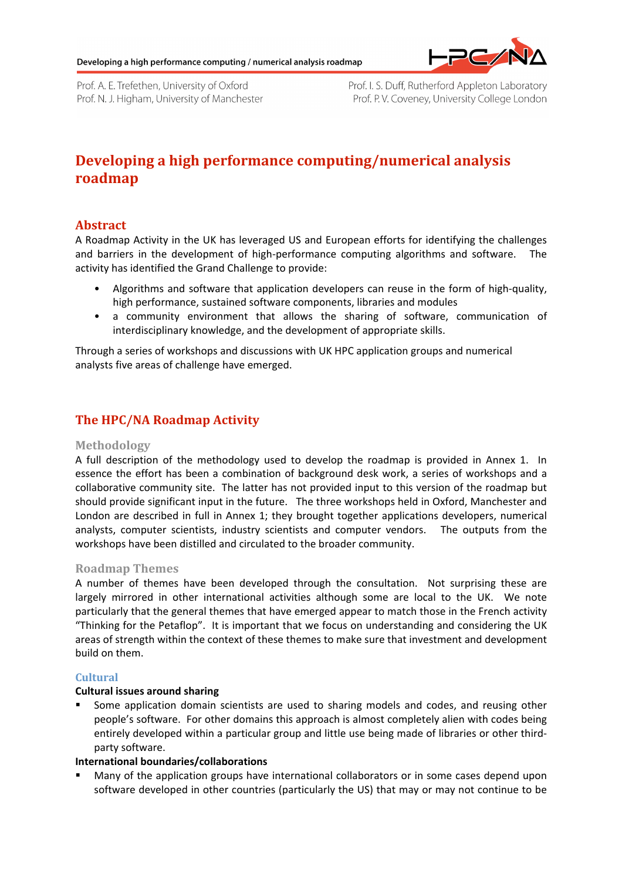Prof. A. E. Trefethen, University of Oxford
Prof. N. J. Higham, University of Manchester
Prof. I. S. Duff, Rutherford Appleton Laboratory
Prof. P. V. Coveney, University College London

# Developing a high performance computing/numerical analysis roadmap

## Abstract

A Roadmap Activity in the UK has leveraged US and European efforts for identifying the challenges and barriers in the development of high-performance computing algorithms and software. The activity has identified the Grand Challenge to provide:

- Algorithms and software that application developers can reuse in the form of high-quality, high performance, sustained software components, libraries and modules
- a community environment that allows the sharing of software, communication of interdisciplinary knowledge, and the development of appropriate skills.

Through a series of workshops and discussions with UK HPC application groups and numerical analysts five areas of challenge have emerged.

## The HPC/NA Roadmap Activity

### Methodology

A full description of the methodology used to develop the roadmap is provided in Annex 1. In essence the effort has been a combination of background desk work, a series of workshops and a collaborative community site. The latter has not provided input to this version of the roadmap but should provide significant input in the future. The three workshops held in Oxford, Manchester and London are described in full in Annex 1; they brought together applications developers, numerical analysts, computer scientists, industry scientists and computer vendors. The outputs from the workshops have been distilled and circulated to the broader community.

### Roadmap Themes

A number of themes have been developed through the consultation. Not surprising these are largely mirrored in other international activities although some are local to the UK. We note particularly that the general themes that have emerged appear to match those in the French activity "Thinking for the Petaflop". It is important that we focus on understanding and considering the UK areas of strength within the context of these themes to make sure that investment and development build on them.

#### Cultural

**Cultural issues around sharing**

- Some application domain scientists are used to sharing models and codes, and reusing other people's software. For other domains this approach is almost completely alien with codes being entirely developed within a particular group and little use being made of libraries or other third-party software.

**International boundaries/collaborations**

- Many of the application groups have international collaborators or in some cases depend upon software developed in other countries (particularly the US) that may or may not continue to be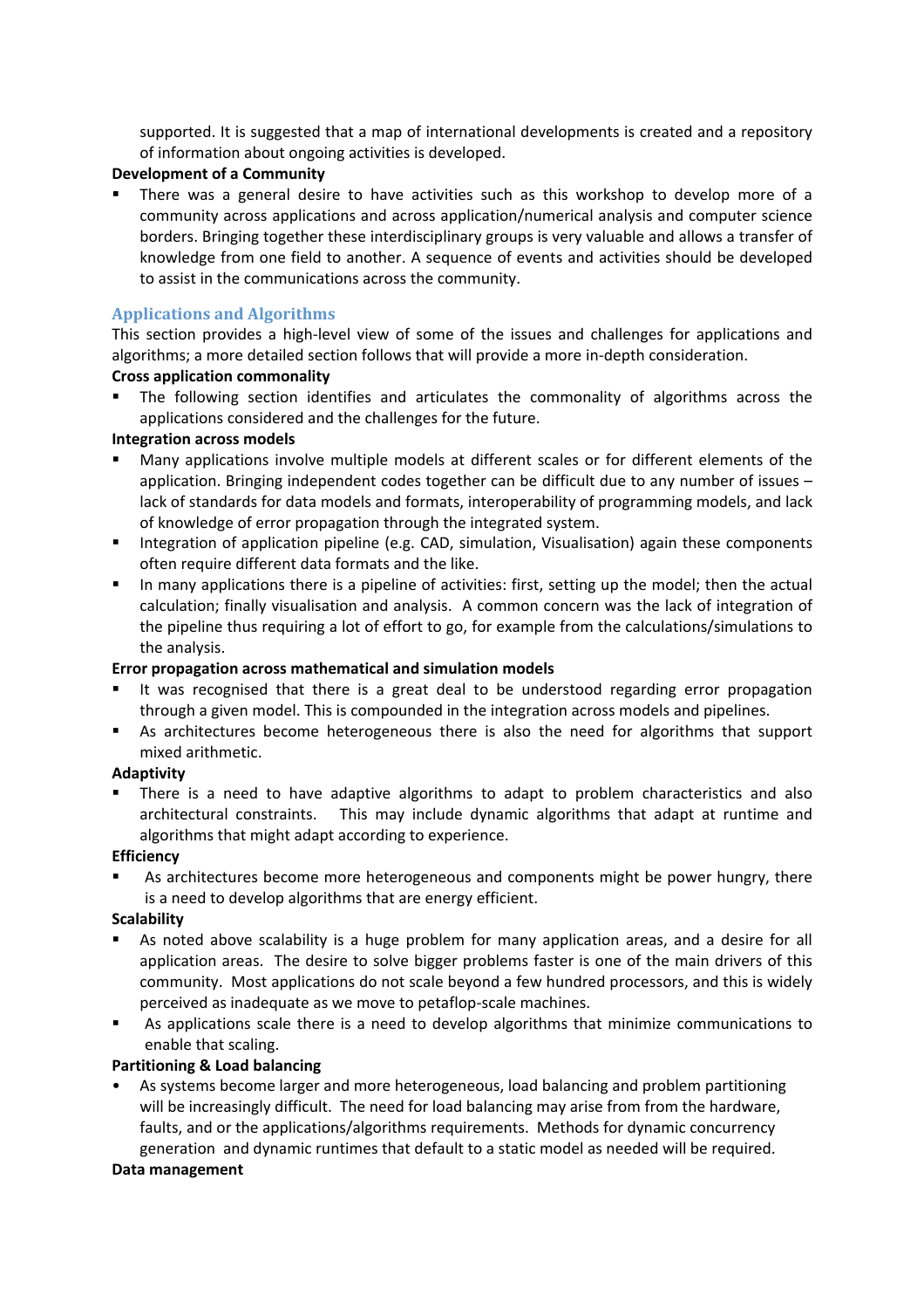supported. It is suggested that a map of international developments is created and a repository of information about ongoing activities is developed.

**Development of a Community**

- There was a general desire to have activities such as this workshop to develop more of a community across applications and across application/numerical analysis and computer science borders. Bringing together these interdisciplinary groups is very valuable and allows a transfer of knowledge from one field to another. A sequence of events and activities should be developed to assist in the communications across the community.

## Applications and Algorithms

This section provides a high-level view of some of the issues and challenges for applications and algorithms; a more detailed section follows that will provide a more in-depth consideration.

**Cross application commonality**

- The following section identifies and articulates the commonality of algorithms across the applications considered and the challenges for the future.

**Integration across models**

- Many applications involve multiple models at different scales or for different elements of the application. Bringing independent codes together can be difficult due to any number of issues – lack of standards for data models and formats, interoperability of programming models, and lack of knowledge of error propagation through the integrated system.
- Integration of application pipeline (e.g. CAD, simulation, Visualisation) again these components often require different data formats and the like.
- In many applications there is a pipeline of activities: first, setting up the model; then the actual calculation; finally visualisation and analysis. A common concern was the lack of integration of the pipeline thus requiring a lot of effort to go, for example from the calculations/simulations to the analysis.

**Error propagation across mathematical and simulation models**

- It was recognised that there is a great deal to be understood regarding error propagation through a given model. This is compounded in the integration across models and pipelines.
- As architectures become heterogeneous there is also the need for algorithms that support mixed arithmetic.

**Adaptivity**

- There is a need to have adaptive algorithms to adapt to problem characteristics and also architectural constraints. This may include dynamic algorithms that adapt at runtime and algorithms that might adapt according to experience.

**Efficiency**

- As architectures become more heterogeneous and components might be power hungry, there is a need to develop algorithms that are energy efficient.

**Scalability**

- As noted above scalability is a huge problem for many application areas, and a desire for all application areas. The desire to solve bigger problems faster is one of the main drivers of this community. Most applications do not scale beyond a few hundred processors, and this is widely perceived as inadequate as we move to petaflop-scale machines.
- As applications scale there is a need to develop algorithms that minimize communications to enable that scaling.

**Partitioning & Load balancing**

- As systems become larger and more heterogeneous, load balancing and problem partitioning will be increasingly difficult. The need for load balancing may arise from from the hardware, faults, and or the applications/algorithms requirements. Methods for dynamic concurrency generation and dynamic runtimes that default to a static model as needed will be required.

**Data management**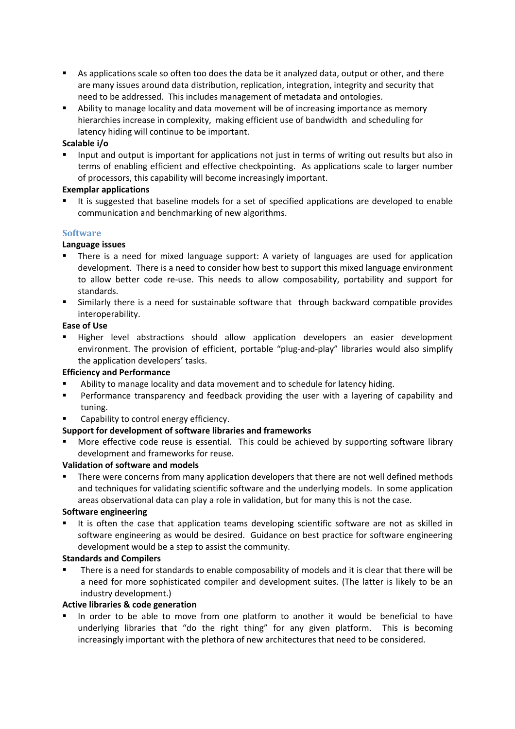- As applications scale so often too does the data be it analyzed data, output or other, and there are many issues around data distribution, replication, integration, integrity and security that need to be addressed. This includes management of metadata and ontologies.
- Ability to manage locality and data movement will be of increasing importance as memory hierarchies increase in complexity, making efficient use of bandwidth and scheduling for latency hiding will continue to be important.

**Scalable i/o**

- Input and output is important for applications not just in terms of writing out results but also in terms of enabling efficient and effective checkpointing. As applications scale to larger number of processors, this capability will become increasingly important.

**Exemplar applications**

- It is suggested that baseline models for a set of specified applications are developed to enable communication and benchmarking of new algorithms.

## Software

**Language issues**

- There is a need for mixed language support: A variety of languages are used for application development. There is a need to consider how best to support this mixed language environment to allow better code re-use. This needs to allow composability, portability and support for standards.
- Similarly there is a need for sustainable software that through backward compatible provides interoperability.

**Ease of Use**

- Higher level abstractions should allow application developers an easier development environment. The provision of efficient, portable "plug-and-play" libraries would also simplify the application developers' tasks.

**Efficiency and Performance**

- Ability to manage locality and data movement and to schedule for latency hiding.
- Performance transparency and feedback providing the user with a layering of capability and tuning.
- Capability to control energy efficiency.

**Support for development of software libraries and frameworks**

- More effective code reuse is essential. This could be achieved by supporting software library development and frameworks for reuse.

**Validation of software and models**

- There were concerns from many application developers that there are not well defined methods and techniques for validating scientific software and the underlying models. In some application areas observational data can play a role in validation, but for many this is not the case.

**Software engineering**

- It is often the case that application teams developing scientific software are not as skilled in software engineering as would be desired. Guidance on best practice for software engineering development would be a step to assist the community.

**Standards and Compilers**

- There is a need for standards to enable composability of models and it is clear that there will be a need for more sophisticated compiler and development suites. (The latter is likely to be an industry development.)

**Active libraries & code generation**

- In order to be able to move from one platform to another it would be beneficial to have underlying libraries that "do the right thing" for any given platform. This is becoming increasingly important with the plethora of new architectures that need to be considered.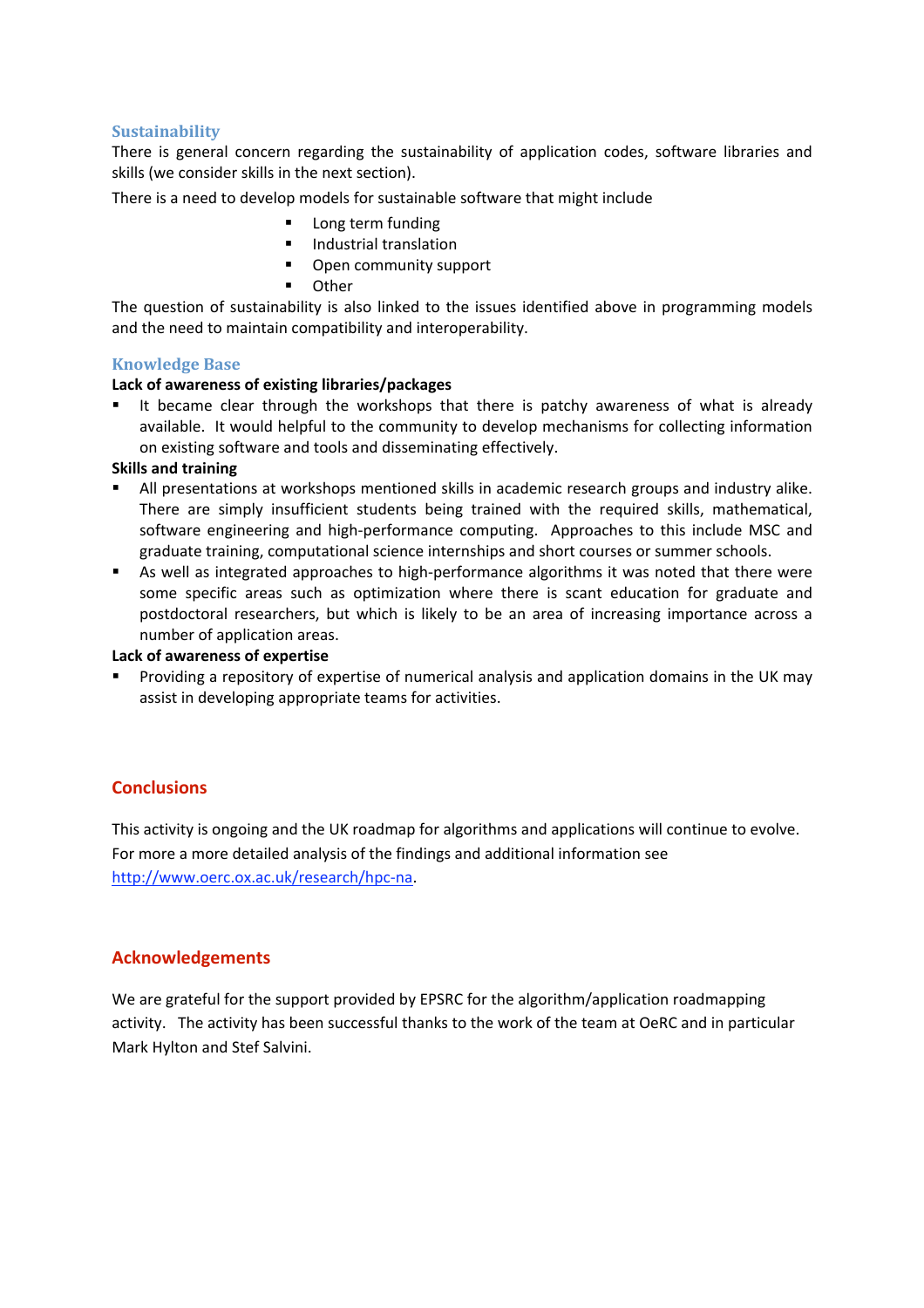### Sustainability

There is general concern regarding the sustainability of application codes, software libraries and skills (we consider skills in the next section).

There is a need to develop models for sustainable software that might include

- Long term funding
- Industrial translation
- Open community support
- Other

The question of sustainability is also linked to the issues identified above in programming models and the need to maintain compatibility and interoperability.

### Knowledge Base

**Lack of awareness of existing libraries/packages**

- It became clear through the workshops that there is patchy awareness of what is already available. It would helpful to the community to develop mechanisms for collecting information on existing software and tools and disseminating effectively.

**Skills and training**

- All presentations at workshops mentioned skills in academic research groups and industry alike. There are simply insufficient students being trained with the required skills, mathematical, software engineering and high-performance computing. Approaches to this include MSC and graduate training, computational science internships and short courses or summer schools.
- As well as integrated approaches to high-performance algorithms it was noted that there were some specific areas such as optimization where there is scant education for graduate and postdoctoral researchers, but which is likely to be an area of increasing importance across a number of application areas.

**Lack of awareness of expertise**

- Providing a repository of expertise of numerical analysis and application domains in the UK may assist in developing appropriate teams for activities.

## Conclusions

This activity is ongoing and the UK roadmap for algorithms and applications will continue to evolve. For more a more detailed analysis of the findings and additional information see http://www.oerc.ox.ac.uk/research/hpc-na.

## Acknowledgements

We are grateful for the support provided by EPSRC for the algorithm/application roadmapping activity. The activity has been successful thanks to the work of the team at OeRC and in particular Mark Hylton and Stef Salvini.